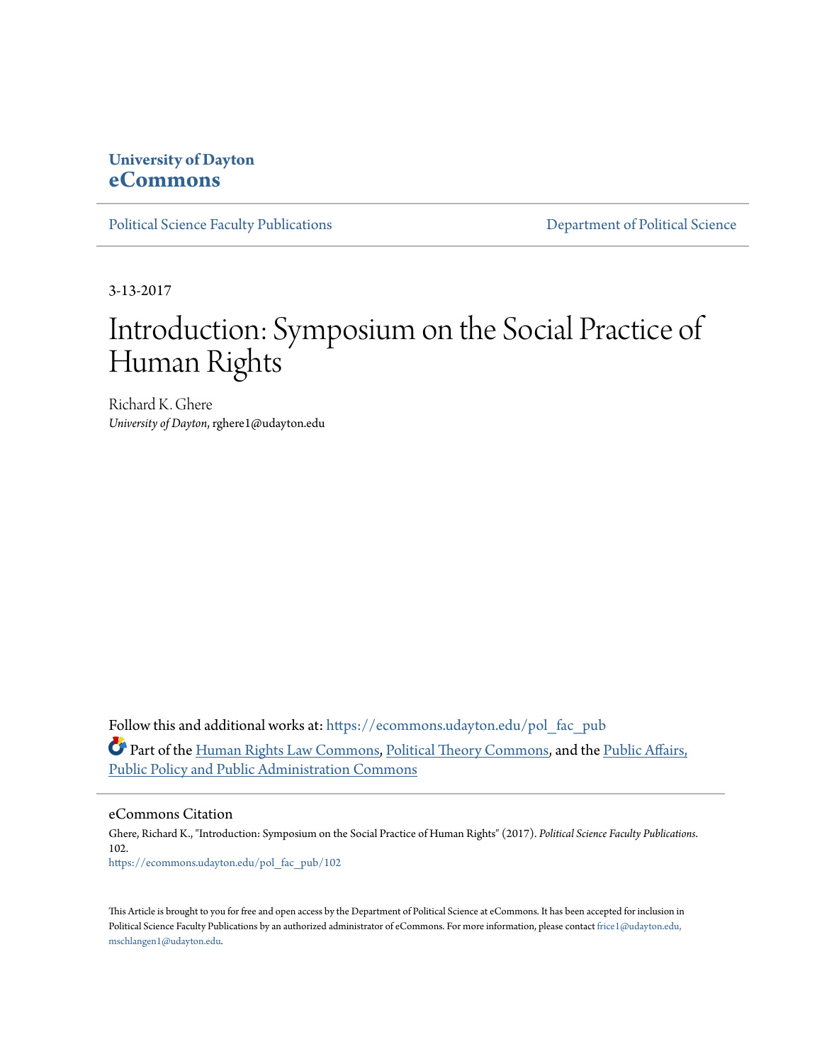University of Dayton
**eCommons**

Political Science Faculty Publications | Department of Political Science

3-13-2017

# Introduction: Symposium on the Social Practice of Human Rights

Richard K. Ghere
*University of Dayton*, rghere1@udayton.edu

Follow this and additional works at: https://ecommons.udayton.edu/pol_fac_pub

Part of the Human Rights Law Commons, Political Theory Commons, and the Public Affairs, Public Policy and Public Administration Commons

## eCommons Citation

Ghere, Richard K., "Introduction: Symposium on the Social Practice of Human Rights" (2017). *Political Science Faculty Publications*. 102.
https://ecommons.udayton.edu/pol_fac_pub/102

This Article is brought to you for free and open access by the Department of Political Science at eCommons. It has been accepted for inclusion in Political Science Faculty Publications by an authorized administrator of eCommons. For more information, please contact frice1@udayton.edu, mschlangen1@udayton.edu.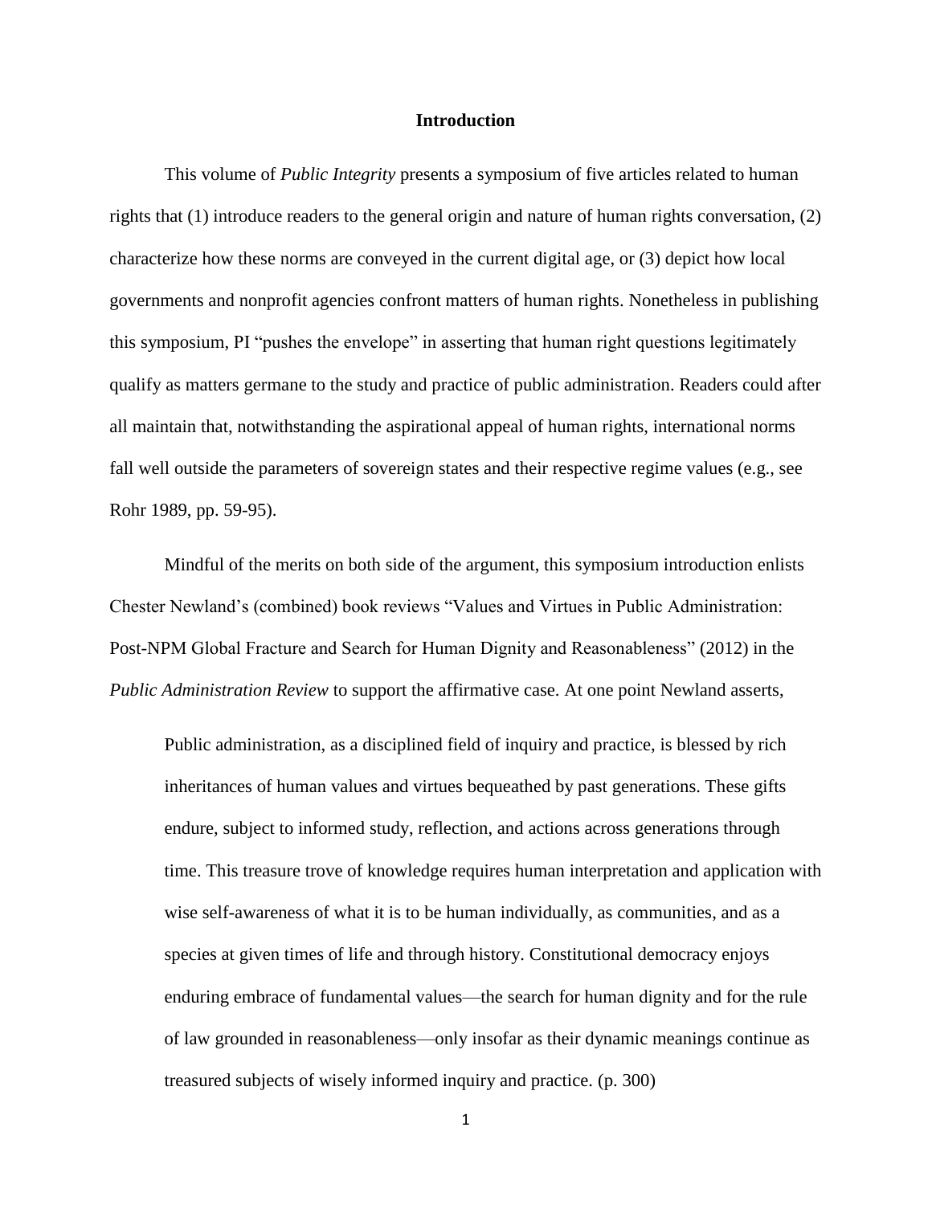## Introduction

This volume of *Public Integrity* presents a symposium of five articles related to human rights that (1) introduce readers to the general origin and nature of human rights conversation, (2) characterize how these norms are conveyed in the current digital age, or (3) depict how local governments and nonprofit agencies confront matters of human rights. Nonetheless in publishing this symposium, PI "pushes the envelope" in asserting that human right questions legitimately qualify as matters germane to the study and practice of public administration. Readers could after all maintain that, notwithstanding the aspirational appeal of human rights, international norms fall well outside the parameters of sovereign states and their respective regime values (e.g., see Rohr 1989, pp. 59-95).

Mindful of the merits on both side of the argument, this symposium introduction enlists Chester Newland's (combined) book reviews "Values and Virtues in Public Administration: Post-NPM Global Fracture and Search for Human Dignity and Reasonableness" (2012) in the *Public Administration Review* to support the affirmative case. At one point Newland asserts,

> Public administration, as a disciplined field of inquiry and practice, is blessed by rich inheritances of human values and virtues bequeathed by past generations. These gifts endure, subject to informed study, reflection, and actions across generations through time. This treasure trove of knowledge requires human interpretation and application with wise self-awareness of what it is to be human individually, as communities, and as a species at given times of life and through history. Constitutional democracy enjoys enduring embrace of fundamental values—the search for human dignity and for the rule of law grounded in reasonableness—only insofar as their dynamic meanings continue as treasured subjects of wisely informed inquiry and practice. (p. 300)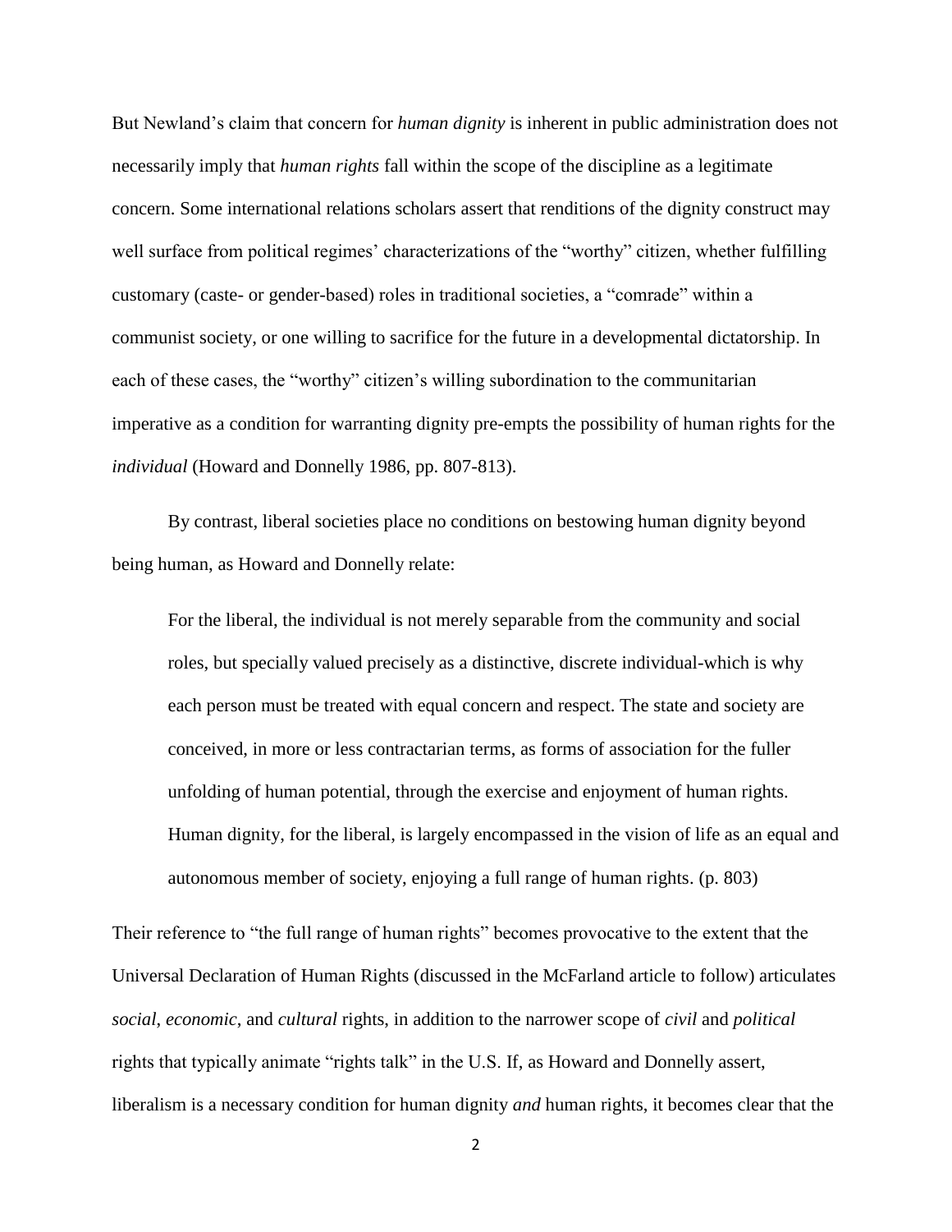But Newland's claim that concern for *human dignity* is inherent in public administration does not necessarily imply that *human rights* fall within the scope of the discipline as a legitimate concern. Some international relations scholars assert that renditions of the dignity construct may well surface from political regimes' characterizations of the "worthy" citizen, whether fulfilling customary (caste- or gender-based) roles in traditional societies, a "comrade" within a communist society, or one willing to sacrifice for the future in a developmental dictatorship. In each of these cases, the "worthy" citizen's willing subordination to the communitarian imperative as a condition for warranting dignity pre-empts the possibility of human rights for the *individual* (Howard and Donnelly 1986, pp. 807-813).

By contrast, liberal societies place no conditions on bestowing human dignity beyond being human, as Howard and Donnelly relate:

> For the liberal, the individual is not merely separable from the community and social roles, but specially valued precisely as a distinctive, discrete individual-which is why each person must be treated with equal concern and respect. The state and society are conceived, in more or less contractarian terms, as forms of association for the fuller unfolding of human potential, through the exercise and enjoyment of human rights. Human dignity, for the liberal, is largely encompassed in the vision of life as an equal and autonomous member of society, enjoying a full range of human rights. (p. 803)

Their reference to "the full range of human rights" becomes provocative to the extent that the Universal Declaration of Human Rights (discussed in the McFarland article to follow) articulates *social*, *economic*, and *cultural* rights, in addition to the narrower scope of *civil* and *political* rights that typically animate "rights talk" in the U.S. If, as Howard and Donnelly assert, liberalism is a necessary condition for human dignity *and* human rights, it becomes clear that the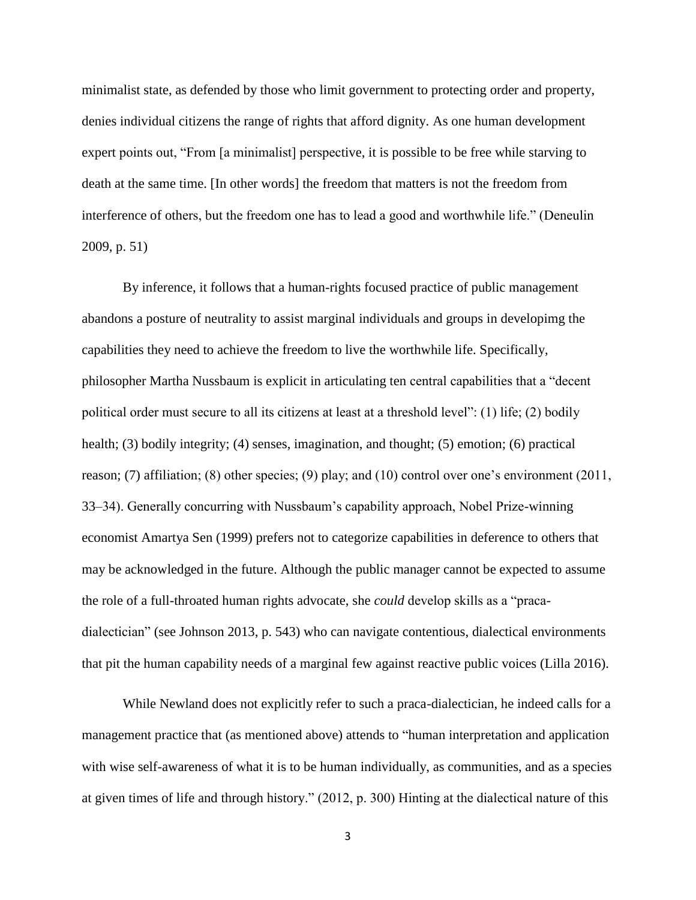minimalist state, as defended by those who limit government to protecting order and property, denies individual citizens the range of rights that afford dignity. As one human development expert points out, "From [a minimalist] perspective, it is possible to be free while starving to death at the same time. [In other words] the freedom that matters is not the freedom from interference of others, but the freedom one has to lead a good and worthwhile life." (Deneulin 2009, p. 51)

By inference, it follows that a human-rights focused practice of public management abandons a posture of neutrality to assist marginal individuals and groups in developimg the capabilities they need to achieve the freedom to live the worthwhile life. Specifically, philosopher Martha Nussbaum is explicit in articulating ten central capabilities that a "decent political order must secure to all its citizens at least at a threshold level": (1) life; (2) bodily health; (3) bodily integrity; (4) senses, imagination, and thought; (5) emotion; (6) practical reason; (7) affiliation; (8) other species; (9) play; and (10) control over one's environment (2011, 33–34). Generally concurring with Nussbaum's capability approach, Nobel Prize-winning economist Amartya Sen (1999) prefers not to categorize capabilities in deference to others that may be acknowledged in the future. Although the public manager cannot be expected to assume the role of a full-throated human rights advocate, she *could* develop skills as a "praca-dialectician" (see Johnson 2013, p. 543) who can navigate contentious, dialectical environments that pit the human capability needs of a marginal few against reactive public voices (Lilla 2016).

While Newland does not explicitly refer to such a praca-dialectician, he indeed calls for a management practice that (as mentioned above) attends to "human interpretation and application with wise self-awareness of what it is to be human individually, as communities, and as a species at given times of life and through history." (2012, p. 300) Hinting at the dialectical nature of this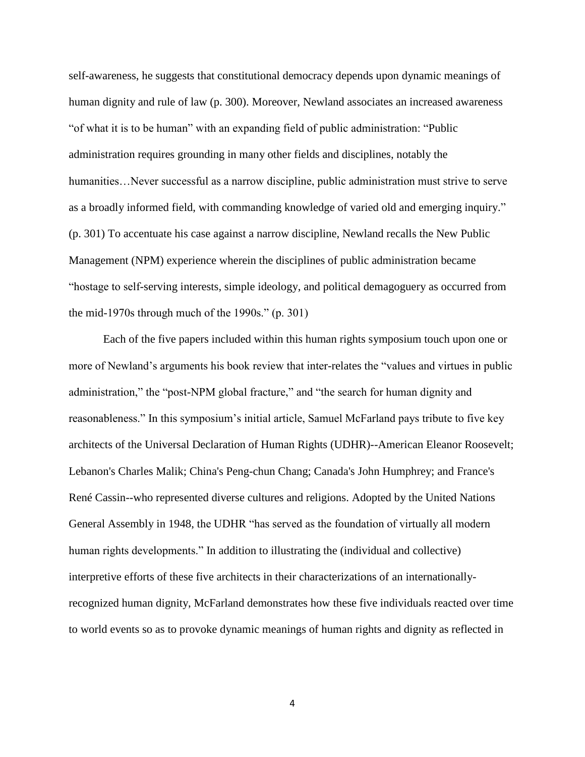self-awareness, he suggests that constitutional democracy depends upon dynamic meanings of human dignity and rule of law (p. 300). Moreover, Newland associates an increased awareness "of what it is to be human" with an expanding field of public administration: "Public administration requires grounding in many other fields and disciplines, notably the humanities…Never successful as a narrow discipline, public administration must strive to serve as a broadly informed field, with commanding knowledge of varied old and emerging inquiry." (p. 301) To accentuate his case against a narrow discipline, Newland recalls the New Public Management (NPM) experience wherein the disciplines of public administration became "hostage to self-serving interests, simple ideology, and political demagoguery as occurred from the mid-1970s through much of the 1990s." (p. 301)

Each of the five papers included within this human rights symposium touch upon one or more of Newland's arguments his book review that inter-relates the "values and virtues in public administration," the "post-NPM global fracture," and "the search for human dignity and reasonableness." In this symposium's initial article, Samuel McFarland pays tribute to five key architects of the Universal Declaration of Human Rights (UDHR)--American Eleanor Roosevelt; Lebanon's Charles Malik; China's Peng-chun Chang; Canada's John Humphrey; and France's René Cassin--who represented diverse cultures and religions. Adopted by the United Nations General Assembly in 1948, the UDHR "has served as the foundation of virtually all modern human rights developments." In addition to illustrating the (individual and collective) interpretive efforts of these five architects in their characterizations of an internationally-recognized human dignity, McFarland demonstrates how these five individuals reacted over time to world events so as to provoke dynamic meanings of human rights and dignity as reflected in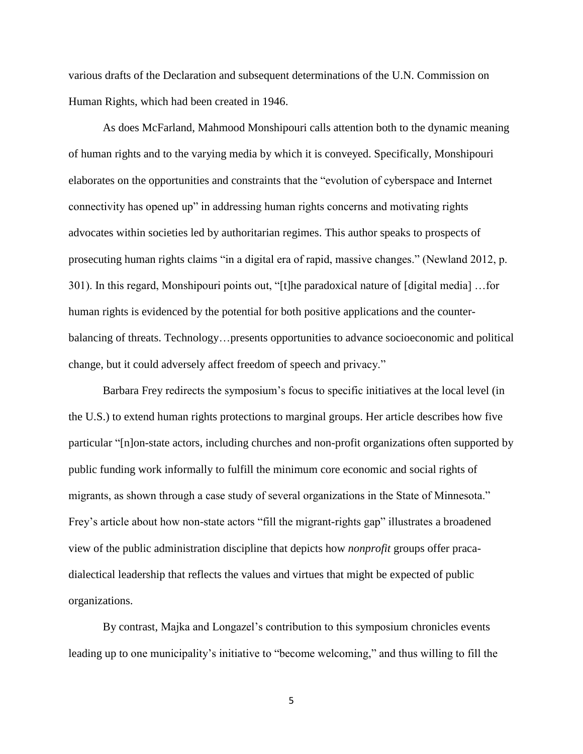various drafts of the Declaration and subsequent determinations of the U.N. Commission on Human Rights, which had been created in 1946.

As does McFarland, Mahmood Monshipouri calls attention both to the dynamic meaning of human rights and to the varying media by which it is conveyed. Specifically, Monshipouri elaborates on the opportunities and constraints that the "evolution of cyberspace and Internet connectivity has opened up" in addressing human rights concerns and motivating rights advocates within societies led by authoritarian regimes. This author speaks to prospects of prosecuting human rights claims "in a digital era of rapid, massive changes." (Newland 2012, p. 301). In this regard, Monshipouri points out, "[t]he paradoxical nature of [digital media] …for human rights is evidenced by the potential for both positive applications and the counter-balancing of threats. Technology…presents opportunities to advance socioeconomic and political change, but it could adversely affect freedom of speech and privacy."

Barbara Frey redirects the symposium's focus to specific initiatives at the local level (in the U.S.) to extend human rights protections to marginal groups. Her article describes how five particular "[n]on-state actors, including churches and non-profit organizations often supported by public funding work informally to fulfill the minimum core economic and social rights of migrants, as shown through a case study of several organizations in the State of Minnesota." Frey's article about how non-state actors "fill the migrant-rights gap" illustrates a broadened view of the public administration discipline that depicts how *nonprofit* groups offer praca-dialectical leadership that reflects the values and virtues that might be expected of public organizations.

By contrast, Majka and Longazel's contribution to this symposium chronicles events leading up to one municipality's initiative to "become welcoming," and thus willing to fill the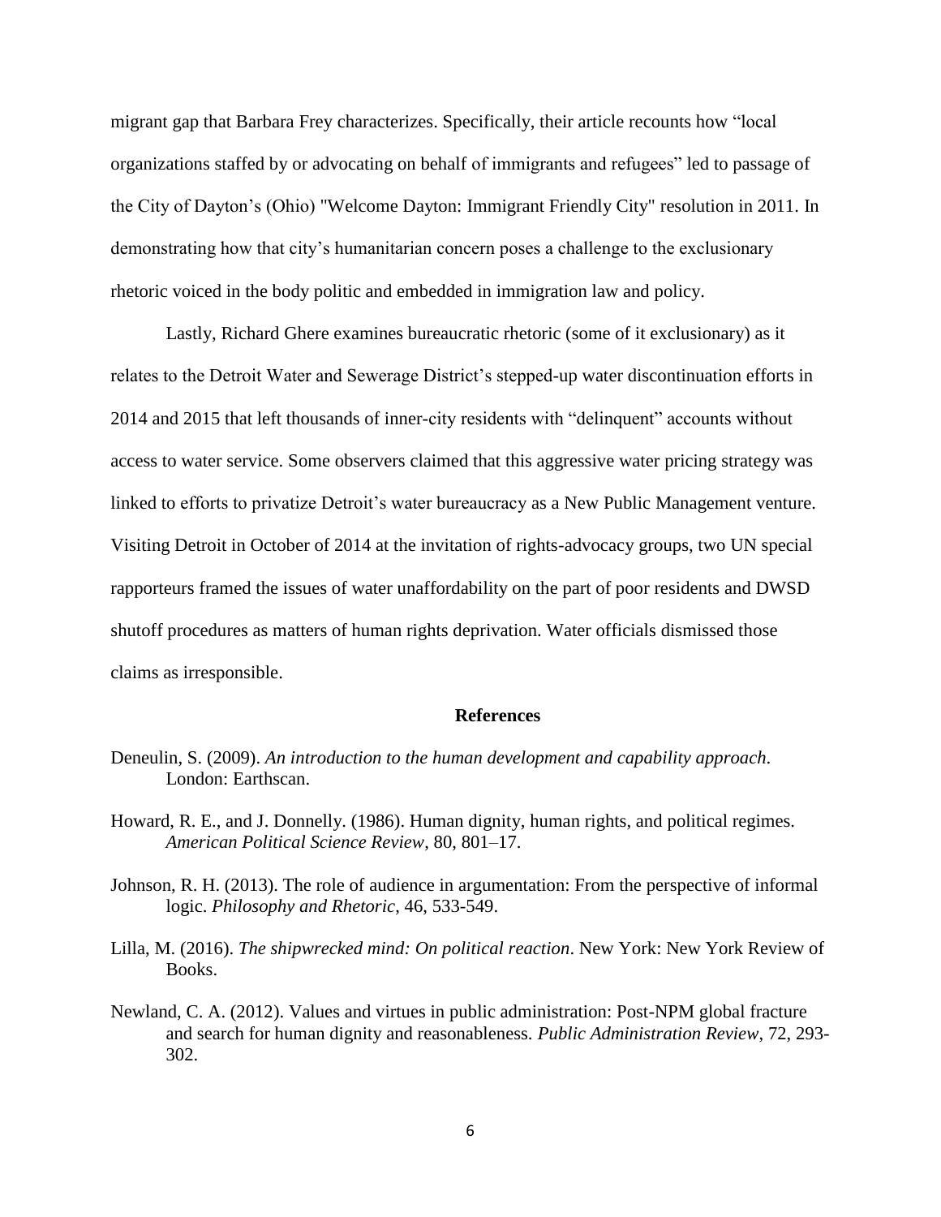migrant gap that Barbara Frey characterizes. Specifically, their article recounts how "local organizations staffed by or advocating on behalf of immigrants and refugees" led to passage of the City of Dayton's (Ohio) "Welcome Dayton: Immigrant Friendly City" resolution in 2011. In demonstrating how that city's humanitarian concern poses a challenge to the exclusionary rhetoric voiced in the body politic and embedded in immigration law and policy.

Lastly, Richard Ghere examines bureaucratic rhetoric (some of it exclusionary) as it relates to the Detroit Water and Sewerage District's stepped-up water discontinuation efforts in 2014 and 2015 that left thousands of inner-city residents with "delinquent" accounts without access to water service. Some observers claimed that this aggressive water pricing strategy was linked to efforts to privatize Detroit's water bureaucracy as a New Public Management venture. Visiting Detroit in October of 2014 at the invitation of rights-advocacy groups, two UN special rapporteurs framed the issues of water unaffordability on the part of poor residents and DWSD shutoff procedures as matters of human rights deprivation. Water officials dismissed those claims as irresponsible.

## References

Deneulin, S. (2009). *An introduction to the human development and capability approach*. London: Earthscan.

Howard, R. E., and J. Donnelly. (1986). Human dignity, human rights, and political regimes. *American Political Science Review*, 80, 801–17.

Johnson, R. H. (2013). The role of audience in argumentation: From the perspective of informal logic. *Philosophy and Rhetoric*, 46, 533-549.

Lilla, M. (2016). *The shipwrecked mind: On political reaction*. New York: New York Review of Books.

Newland, C. A. (2012). Values and virtues in public administration: Post-NPM global fracture and search for human dignity and reasonableness. *Public Administration Review*, 72, 293-302.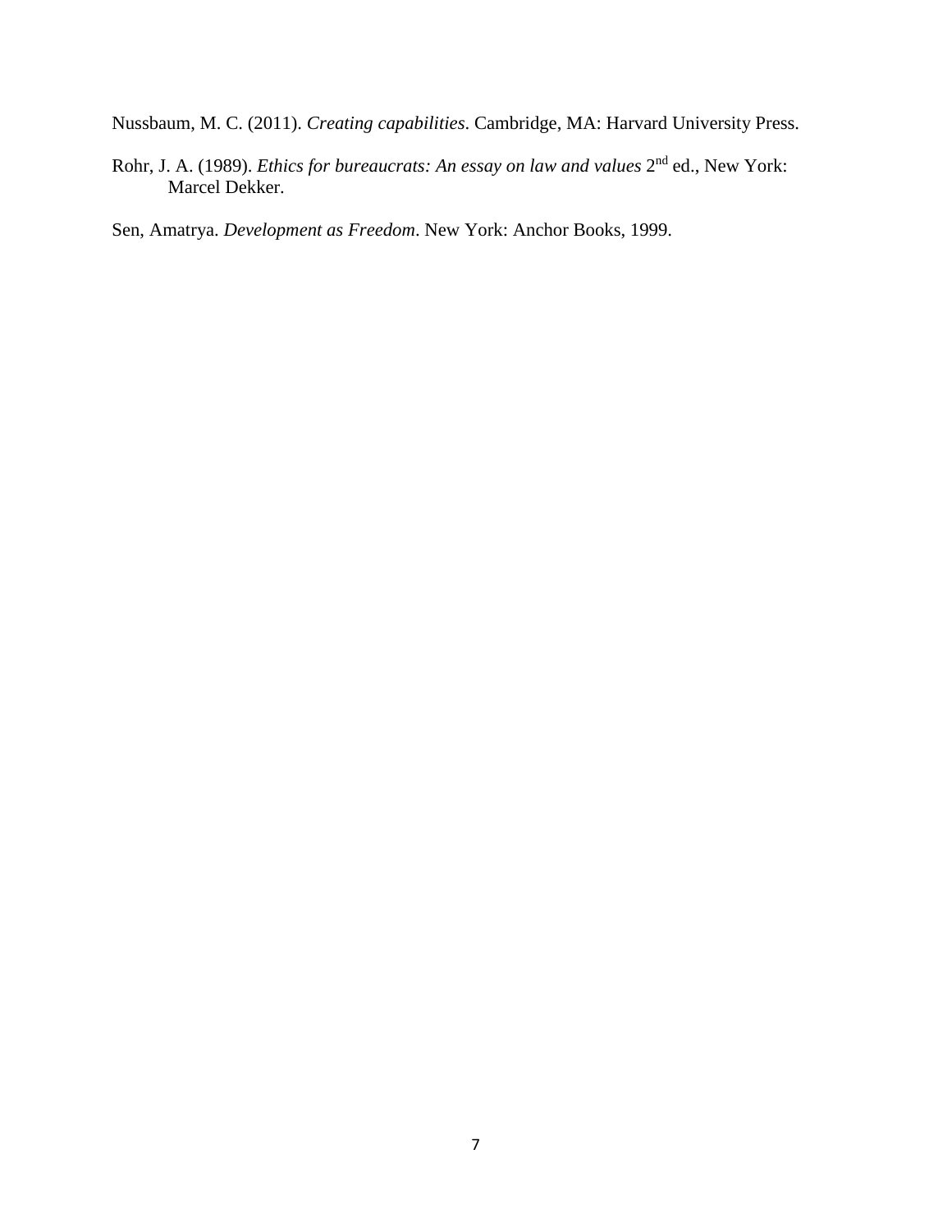Nussbaum, M. C. (2011). *Creating capabilities*. Cambridge, MA: Harvard University Press.

Rohr, J. A. (1989). *Ethics for bureaucrats: An essay on law and values* 2nd ed., New York: Marcel Dekker.

Sen, Amatrya. *Development as Freedom*. New York: Anchor Books, 1999.